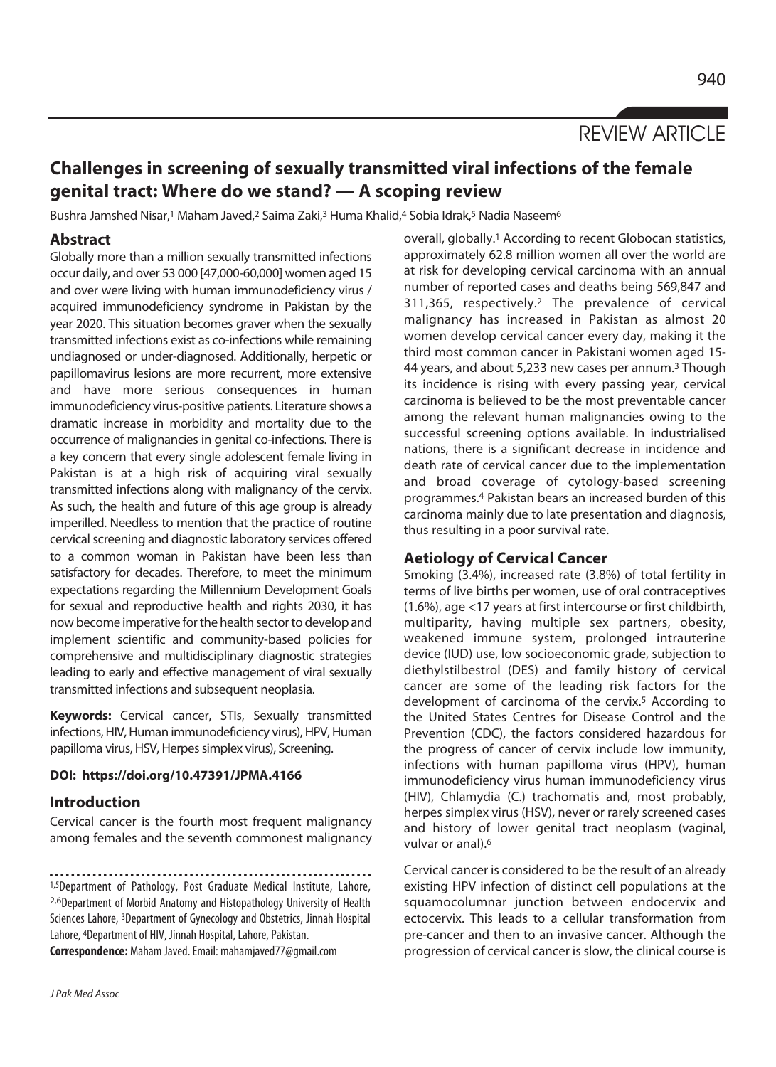REVIEW ARTICLE

# Challenges in screening of sexually transmitted viral infections of the female genital tract: Where do we stand? — A scoping review

Bushra Jamshed Nisar,[1] Maham Javed,[2] Saima Zaki,[3] Huma Khalid,[4] Sobia Idrak,[5] Nadia Naseem[6]

## Abstract

Globally more than a million sexually transmitted infections occur daily, and over 53 000 [47,000-60,000] women aged 15 and over were living with human immunodeficiency virus / acquired immunodeficiency syndrome in Pakistan by the year 2020. This situation becomes graver when the sexually transmitted infections exist as co-infections while remaining undiagnosed or under-diagnosed. Additionally, herpetic or papillomavirus lesions are more recurrent, more extensive and have more serious consequences in human immunodeficiency virus-positive patients. Literature shows a dramatic increase in morbidity and mortality due to the occurrence of malignancies in genital co-infections. There is a key concern that every single adolescent female living in Pakistan is at a high risk of acquiring viral sexually transmitted infections along with malignancy of the cervix. As such, the health and future of this age group is already imperilled. Needless to mention that the practice of routine cervical screening and diagnostic laboratory services offered to a common woman in Pakistan have been less than satisfactory for decades. Therefore, to meet the minimum expectations regarding the Millennium Development Goals for sexual and reproductive health and rights 2030, it has now become imperative for the health sector to develop and implement scientific and community-based policies for comprehensive and multidisciplinary diagnostic strategies leading to early and effective management of viral sexually transmitted infections and subsequent neoplasia.

**Keywords:** Cervical cancer, STIs, Sexually transmitted infections, HIV, Human immunodeficiency virus), HPV, Human papilloma virus, HSV, Herpes simplex virus), Screening.

**DOI: https://doi.org/10.47391/JPMA.4166**

## Introduction

Cervical cancer is the fourth most frequent malignancy among females and the seventh commonest malignancy overall, globally.[1] According to recent Globocan statistics, approximately 62.8 million women all over the world are at risk for developing cervical carcinoma with an annual number of reported cases and deaths being 569,847 and 311,365, respectively.[2] The prevalence of cervical malignancy has increased in Pakistan as almost 20 women develop cervical cancer every day, making it the third most common cancer in Pakistani women aged 15-44 years, and about 5,233 new cases per annum.[3] Though its incidence is rising with every passing year, cervical carcinoma is believed to be the most preventable cancer among the relevant human malignancies owing to the successful screening options available. In industrialised nations, there is a significant decrease in incidence and death rate of cervical cancer due to the implementation and broad coverage of cytology-based screening programmes.[4] Pakistan bears an increased burden of this carcinoma mainly due to late presentation and diagnosis, thus resulting in a poor survival rate.

## Aetiology of Cervical Cancer

Smoking (3.4%), increased rate (3.8%) of total fertility in terms of live births per women, use of oral contraceptives (1.6%), age <17 years at first intercourse or first childbirth, multiparity, having multiple sex partners, obesity, weakened immune system, prolonged intrauterine device (IUD) use, low socioeconomic grade, subjection to diethylstilbestrol (DES) and family history of cervical cancer are some of the leading risk factors for the development of carcinoma of the cervix.[5] According to the United States Centres for Disease Control and the Prevention (CDC), the factors considered hazardous for the progress of cancer of cervix include low immunity, infections with human papilloma virus (HPV), human immunodeficiency virus human immunodeficiency virus (HIV), Chlamydia (C.) trachomatis and, most probably, herpes simplex virus (HSV), never or rarely screened cases and history of lower genital tract neoplasm (vaginal, vulvar or anal).[6]

Cervical cancer is considered to be the result of an already existing HPV infection of distinct cell populations at the squamocolumnar junction between endocervix and ectocervix. This leads to a cellular transformation from pre-cancer and then to an invasive cancer. Although the progression of cervical cancer is slow, the clinical course is

[1,5]Department of Pathology, Post Graduate Medical Institute, Lahore, [2,6]Department of Morbid Anatomy and Histopathology University of Health Sciences Lahore, [3]Department of Gynecology and Obstetrics, Jinnah Hospital Lahore, [4]Department of HIV, Jinnah Hospital, Lahore, Pakistan.

**Correspondence:** Maham Javed. Email: mahamjaved77@gmail.com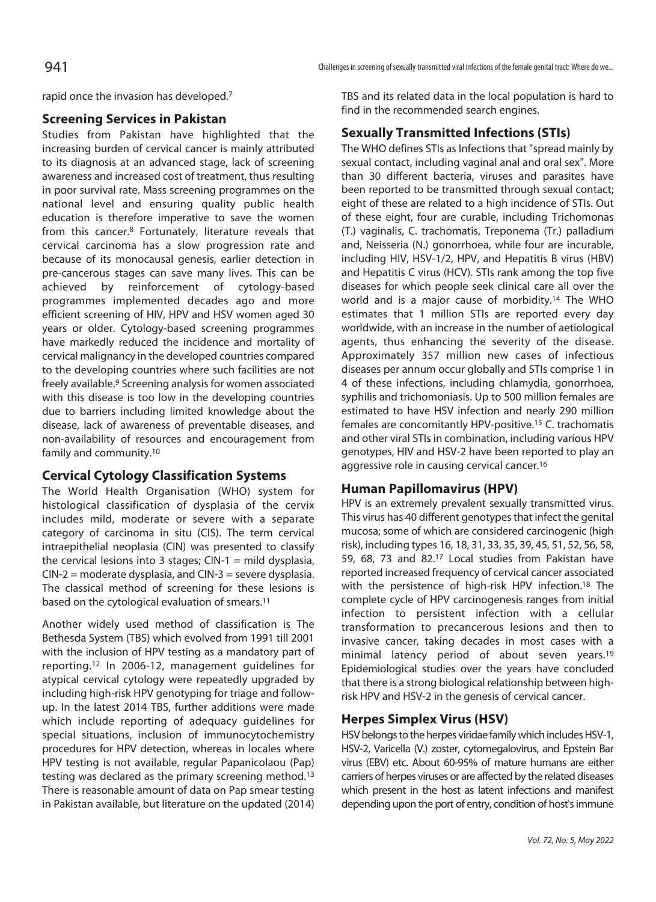rapid once the invasion has developed.[7]

## Screening Services in Pakistan

Studies from Pakistan have highlighted that the increasing burden of cervical cancer is mainly attributed to its diagnosis at an advanced stage, lack of screening awareness and increased cost of treatment, thus resulting in poor survival rate. Mass screening programmes on the national level and ensuring quality public health education is therefore imperative to save the women from this cancer.[8] Fortunately, literature reveals that cervical carcinoma has a slow progression rate and because of its monocausal genesis, earlier detection in pre-cancerous stages can save many lives. This can be achieved by reinforcement of cytology-based programmes implemented decades ago and more efficient screening of HIV, HPV and HSV women aged 30 years or older. Cytology-based screening programmes have markedly reduced the incidence and mortality of cervical malignancy in the developed countries compared to the developing countries where such facilities are not freely available.[9] Screening analysis for women associated with this disease is too low in the developing countries due to barriers including limited knowledge about the disease, lack of awareness of preventable diseases, and non-availability of resources and encouragement from family and community.[10]

## Cervical Cytology Classification Systems

The World Health Organisation (WHO) system for histological classification of dysplasia of the cervix includes mild, moderate or severe with a separate category of carcinoma in situ (CIS). The term cervical intraepithelial neoplasia (CIN) was presented to classify the cervical lesions into 3 stages; CIN-1 = mild dysplasia, CIN-2 = moderate dysplasia, and CIN-3 = severe dysplasia. The classical method of screening for these lesions is based on the cytological evaluation of smears.[11]

Another widely used method of classification is The Bethesda System (TBS) which evolved from 1991 till 2001 with the inclusion of HPV testing as a mandatory part of reporting.[12] In 2006-12, management guidelines for atypical cervical cytology were repeatedly upgraded by including high-risk HPV genotyping for triage and follow-up. In the latest 2014 TBS, further additions were made which include reporting of adequacy guidelines for special situations, inclusion of immunocytochemistry procedures for HPV detection, whereas in locales where HPV testing is not available, regular Papanicolaou (Pap) testing was declared as the primary screening method.[13] There is reasonable amount of data on Pap smear testing in Pakistan available, but literature on the updated (2014) TBS and its related data in the local population is hard to find in the recommended search engines.

## Sexually Transmitted Infections (STIs)

The WHO defines STIs as Infections that "spread mainly by sexual contact, including vaginal anal and oral sex". More than 30 different bacteria, viruses and parasites have been reported to be transmitted through sexual contact; eight of these are related to a high incidence of STIs. Out of these eight, four are curable, including Trichomonas (T.) vaginalis, C. trachomatis, Treponema (Tr.) palladium and, Neisseria (N.) gonorrhoea, while four are incurable, including HIV, HSV-1/2, HPV, and Hepatitis B virus (HBV) and Hepatitis C virus (HCV). STIs rank among the top five diseases for which people seek clinical care all over the world and is a major cause of morbidity.[14] The WHO estimates that 1 million STIs are reported every day worldwide, with an increase in the number of aetiological agents, thus enhancing the severity of the disease. Approximately 357 million new cases of infectious diseases per annum occur globally and STIs comprise 1 in 4 of these infections, including chlamydia, gonorrhoea, syphilis and trichomoniasis. Up to 500 million females are estimated to have HSV infection and nearly 290 million females are concomitantly HPV-positive.[15] C. trachomatis and other viral STIs in combination, including various HPV genotypes, HIV and HSV-2 have been reported to play an aggressive role in causing cervical cancer.[16]

## Human Papillomavirus (HPV)

HPV is an extremely prevalent sexually transmitted virus. This virus has 40 different genotypes that infect the genital mucosa; some of which are considered carcinogenic (high risk), including types 16, 18, 31, 33, 35, 39, 45, 51, 52, 56, 58, 59, 68, 73 and 82.[17] Local studies from Pakistan have reported increased frequency of cervical cancer associated with the persistence of high-risk HPV infection.[18] The complete cycle of HPV carcinogenesis ranges from initial infection to persistent infection with a cellular transformation to precancerous lesions and then to invasive cancer, taking decades in most cases with a minimal latency period of about seven years.[19] Epidemiological studies over the years have concluded that there is a strong biological relationship between high-risk HPV and HSV-2 in the genesis of cervical cancer.

## Herpes Simplex Virus (HSV)

HSV belongs to the herpes viridae family which includes HSV-1, HSV-2, Varicella (V.) zoster, cytomegalovirus, and Epstein Bar virus (EBV) etc. About 60-95% of mature humans are either carriers of herpes viruses or are affected by the related diseases which present in the host as latent infections and manifest depending upon the port of entry, condition of host's immune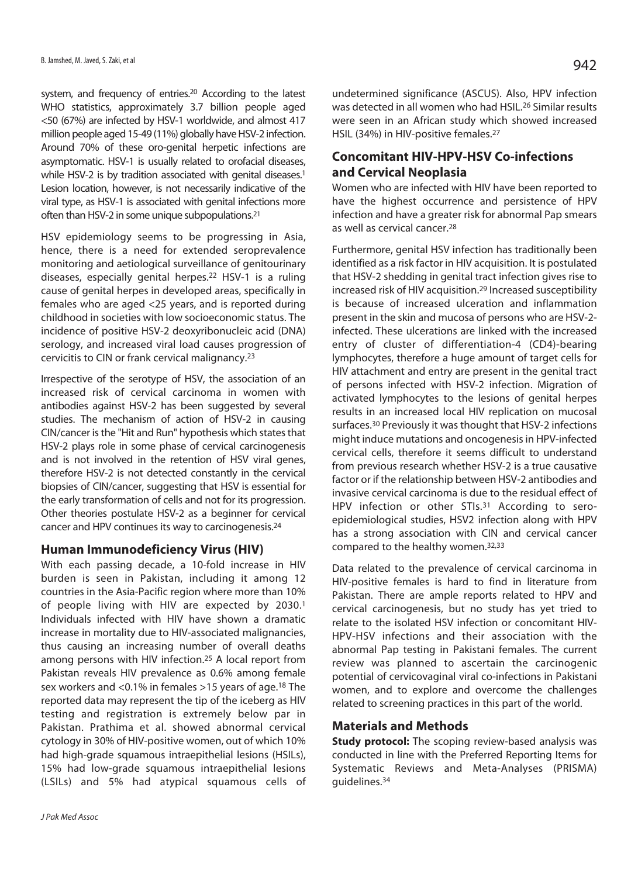system, and frequency of entries.[20] According to the latest WHO statistics, approximately 3.7 billion people aged <50 (67%) are infected by HSV-1 worldwide, and almost 417 million people aged 15-49 (11%) globally have HSV-2 infection. Around 70% of these oro-genital herpetic infections are asymptomatic. HSV-1 is usually related to orofacial diseases, while HSV-2 is by tradition associated with genital diseases.[1] Lesion location, however, is not necessarily indicative of the viral type, as HSV-1 is associated with genital infections more often than HSV-2 in some unique subpopulations.[21]

HSV epidemiology seems to be progressing in Asia, hence, there is a need for extended seroprevalence monitoring and aetiological surveillance of genitourinary diseases, especially genital herpes.[22] HSV-1 is a ruling cause of genital herpes in developed areas, specifically in females who are aged <25 years, and is reported during childhood in societies with low socioeconomic status. The incidence of positive HSV-2 deoxyribonucleic acid (DNA) serology, and increased viral load causes progression of cervicitis to CIN or frank cervical malignancy.[23]

Irrespective of the serotype of HSV, the association of an increased risk of cervical carcinoma in women with antibodies against HSV-2 has been suggested by several studies. The mechanism of action of HSV-2 in causing CIN/cancer is the "Hit and Run" hypothesis which states that HSV-2 plays role in some phase of cervical carcinogenesis and is not involved in the retention of HSV viral genes, therefore HSV-2 is not detected constantly in the cervical biopsies of CIN/cancer, suggesting that HSV is essential for the early transformation of cells and not for its progression. Other theories postulate HSV-2 as a beginner for cervical cancer and HPV continues its way to carcinogenesis.[24]

## Human Immunodeficiency Virus (HIV)

With each passing decade, a 10-fold increase in HIV burden is seen in Pakistan, including it among 12 countries in the Asia-Pacific region where more than 10% of people living with HIV are expected by 2030.[1] Individuals infected with HIV have shown a dramatic increase in mortality due to HIV-associated malignancies, thus causing an increasing number of overall deaths among persons with HIV infection.[25] A local report from Pakistan reveals HIV prevalence as 0.6% among female sex workers and <0.1% in females >15 years of age.[18] The reported data may represent the tip of the iceberg as HIV testing and registration is extremely below par in Pakistan. Prathima et al. showed abnormal cervical cytology in 30% of HIV-positive women, out of which 10% had high-grade squamous intraepithelial lesions (HSILs), 15% had low-grade squamous intraepithelial lesions (LSILs) and 5% had atypical squamous cells of undetermined significance (ASCUS). Also, HPV infection was detected in all women who had HSIL.[26] Similar results were seen in an African study which showed increased HSIL (34%) in HIV-positive females.[27]

## Concomitant HIV-HPV-HSV Co-infections and Cervical Neoplasia

Women who are infected with HIV have been reported to have the highest occurrence and persistence of HPV infection and have a greater risk for abnormal Pap smears as well as cervical cancer.[28]

Furthermore, genital HSV infection has traditionally been identified as a risk factor in HIV acquisition. It is postulated that HSV-2 shedding in genital tract infection gives rise to increased risk of HIV acquisition.[29] Increased susceptibility is because of increased ulceration and inflammation present in the skin and mucosa of persons who are HSV-2-infected. These ulcerations are linked with the increased entry of cluster of differentiation-4 (CD4)-bearing lymphocytes, therefore a huge amount of target cells for HIV attachment and entry are present in the genital tract of persons infected with HSV-2 infection. Migration of activated lymphocytes to the lesions of genital herpes results in an increased local HIV replication on mucosal surfaces.[30] Previously it was thought that HSV-2 infections might induce mutations and oncogenesis in HPV-infected cervical cells, therefore it seems difficult to understand from previous research whether HSV-2 is a true causative factor or if the relationship between HSV-2 antibodies and invasive cervical carcinoma is due to the residual effect of HPV infection or other STIs.[31] According to sero-epidemiological studies, HSV2 infection along with HPV has a strong association with CIN and cervical cancer compared to the healthy women.[32,33]

Data related to the prevalence of cervical carcinoma in HIV-positive females is hard to find in literature from Pakistan. There are ample reports related to HPV and cervical carcinogenesis, but no study has yet tried to relate to the isolated HSV infection or concomitant HIV-HPV-HSV infections and their association with the abnormal Pap testing in Pakistani females. The current review was planned to ascertain the carcinogenic potential of cervicovaginal viral co-infections in Pakistani women, and to explore and overcome the challenges related to screening practices in this part of the world.

## Materials and Methods

**Study protocol:** The scoping review-based analysis was conducted in line with the Preferred Reporting Items for Systematic Reviews and Meta-Analyses (PRISMA) guidelines.[34]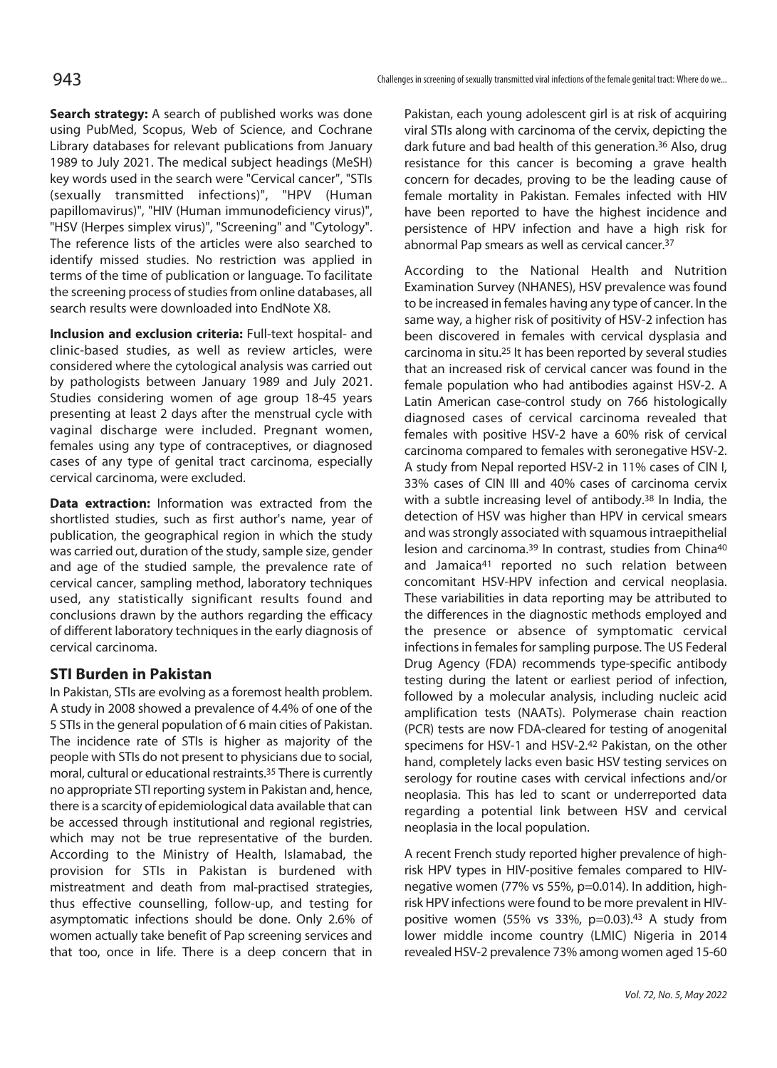**Search strategy:** A search of published works was done using PubMed, Scopus, Web of Science, and Cochrane Library databases for relevant publications from January 1989 to July 2021. The medical subject headings (MeSH) key words used in the search were "Cervical cancer", "STIs (sexually transmitted infections)", "HPV (Human papillomavirus)", "HIV (Human immunodeficiency virus)", "HSV (Herpes simplex virus)", "Screening" and "Cytology". The reference lists of the articles were also searched to identify missed studies. No restriction was applied in terms of the time of publication or language. To facilitate the screening process of studies from online databases, all search results were downloaded into EndNote X8.

**Inclusion and exclusion criteria:** Full-text hospital- and clinic-based studies, as well as review articles, were considered where the cytological analysis was carried out by pathologists between January 1989 and July 2021. Studies considering women of age group 18-45 years presenting at least 2 days after the menstrual cycle with vaginal discharge were included. Pregnant women, females using any type of contraceptives, or diagnosed cases of any type of genital tract carcinoma, especially cervical carcinoma, were excluded.

**Data extraction:** Information was extracted from the shortlisted studies, such as first author's name, year of publication, the geographical region in which the study was carried out, duration of the study, sample size, gender and age of the studied sample, the prevalence rate of cervical cancer, sampling method, laboratory techniques used, any statistically significant results found and conclusions drawn by the authors regarding the efficacy of different laboratory techniques in the early diagnosis of cervical carcinoma.

## STI Burden in Pakistan

In Pakistan, STIs are evolving as a foremost health problem. A study in 2008 showed a prevalence of 4.4% of one of the 5 STIs in the general population of 6 main cities of Pakistan. The incidence rate of STIs is higher as majority of the people with STIs do not present to physicians due to social, moral, cultural or educational restraints.[35] There is currently no appropriate STI reporting system in Pakistan and, hence, there is a scarcity of epidemiological data available that can be accessed through institutional and regional registries, which may not be true representative of the burden. According to the Ministry of Health, Islamabad, the provision for STIs in Pakistan is burdened with mistreatment and death from mal-practised strategies, thus effective counselling, follow-up, and testing for asymptomatic infections should be done. Only 2.6% of women actually take benefit of Pap screening services and that too, once in life. There is a deep concern that in Pakistan, each young adolescent girl is at risk of acquiring viral STIs along with carcinoma of the cervix, depicting the dark future and bad health of this generation.[36] Also, drug resistance for this cancer is becoming a grave health concern for decades, proving to be the leading cause of female mortality in Pakistan. Females infected with HIV have been reported to have the highest incidence and persistence of HPV infection and have a high risk for abnormal Pap smears as well as cervical cancer.[37]

According to the National Health and Nutrition Examination Survey (NHANES), HSV prevalence was found to be increased in females having any type of cancer. In the same way, a higher risk of positivity of HSV-2 infection has been discovered in females with cervical dysplasia and carcinoma in situ.[25] It has been reported by several studies that an increased risk of cervical cancer was found in the female population who had antibodies against HSV-2. A Latin American case-control study on 766 histologically diagnosed cases of cervical carcinoma revealed that females with positive HSV-2 have a 60% risk of cervical carcinoma compared to females with seronegative HSV-2. A study from Nepal reported HSV-2 in 11% cases of CIN I, 33% cases of CIN III and 40% cases of carcinoma cervix with a subtle increasing level of antibody.[38] In India, the detection of HSV was higher than HPV in cervical smears and was strongly associated with squamous intraepithelial lesion and carcinoma.[39] In contrast, studies from China[40] and Jamaica[41] reported no such relation between concomitant HSV-HPV infection and cervical neoplasia. These variabilities in data reporting may be attributed to the differences in the diagnostic methods employed and the presence or absence of symptomatic cervical infections in females for sampling purpose. The US Federal Drug Agency (FDA) recommends type-specific antibody testing during the latent or earliest period of infection, followed by a molecular analysis, including nucleic acid amplification tests (NAATs). Polymerase chain reaction (PCR) tests are now FDA-cleared for testing of anogenital specimens for HSV-1 and HSV-2.[42] Pakistan, on the other hand, completely lacks even basic HSV testing services on serology for routine cases with cervical infections and/or neoplasia. This has led to scant or underreported data regarding a potential link between HSV and cervical neoplasia in the local population.

A recent French study reported higher prevalence of high-risk HPV types in HIV-positive females compared to HIV-negative women (77% vs 55%, $p=0.014$). In addition, high-risk HPV infections were found to be more prevalent in HIV-positive women (55% vs 33%, $p=0.03$).[43] A study from lower middle income country (LMIC) Nigeria in 2014 revealed HSV-2 prevalence 73% among women aged 15-60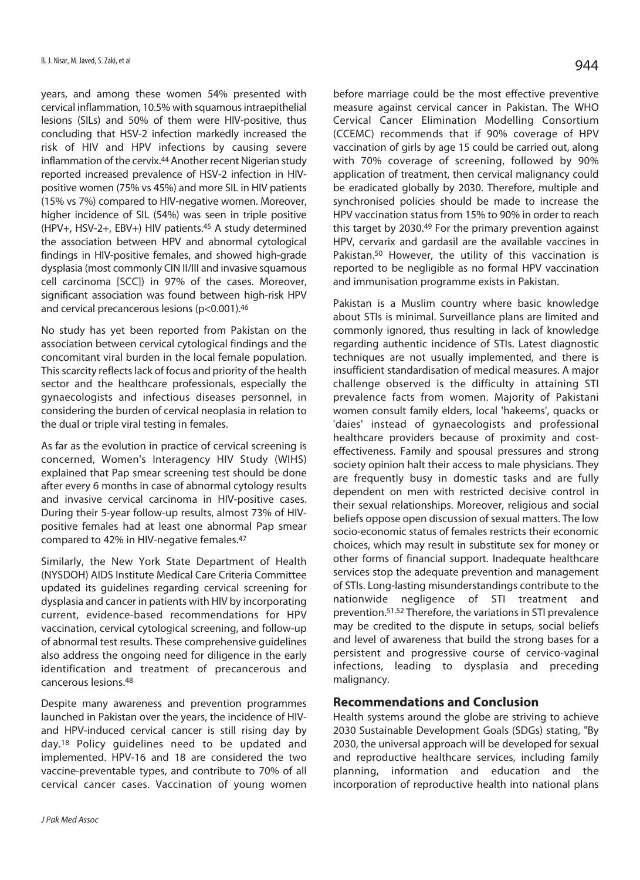years, and among these women 54% presented with cervical inflammation, 10.5% with squamous intraepithelial lesions (SILs) and 50% of them were HIV-positive, thus concluding that HSV-2 infection markedly increased the risk of HIV and HPV infections by causing severe inflammation of the cervix.[44] Another recent Nigerian study reported increased prevalence of HSV-2 infection in HIV-positive women (75% vs 45%) and more SIL in HIV patients (15% vs 7%) compared to HIV-negative women. Moreover, higher incidence of SIL (54%) was seen in triple positive (HPV+, HSV-2+, EBV+) HIV patients.[45] A study determined the association between HPV and abnormal cytological findings in HIV-positive females, and showed high-grade dysplasia (most commonly CIN II/III and invasive squamous cell carcinoma [SCC]) in 97% of the cases. Moreover, significant association was found between high-risk HPV and cervical precancerous lesions ($p<0.001$).[46]

No study has yet been reported from Pakistan on the association between cervical cytological findings and the concomitant viral burden in the local female population. This scarcity reflects lack of focus and priority of the health sector and the healthcare professionals, especially the gynaecologists and infectious diseases personnel, in considering the burden of cervical neoplasia in relation to the dual or triple viral testing in females.

As far as the evolution in practice of cervical screening is concerned, Women's Interagency HIV Study (WIHS) explained that Pap smear screening test should be done after every 6 months in case of abnormal cytology results and invasive cervical carcinoma in HIV-positive cases. During their 5-year follow-up results, almost 73% of HIV-positive females had at least one abnormal Pap smear compared to 42% in HIV-negative females.[47]

Similarly, the New York State Department of Health (NYSDOH) AIDS Institute Medical Care Criteria Committee updated its guidelines regarding cervical screening for dysplasia and cancer in patients with HIV by incorporating current, evidence-based recommendations for HPV vaccination, cervical cytological screening, and follow-up of abnormal test results. These comprehensive guidelines also address the ongoing need for diligence in the early identification and treatment of precancerous and cancerous lesions.[48]

Despite many awareness and prevention programmes launched in Pakistan over the years, the incidence of HIV- and HPV-induced cervical cancer is still rising day by day.[18] Policy guidelines need to be updated and implemented. HPV-16 and 18 are considered the two vaccine-preventable types, and contribute to 70% of all cervical cancer cases. Vaccination of young women before marriage could be the most effective preventive measure against cervical cancer in Pakistan. The WHO Cervical Cancer Elimination Modelling Consortium (CCEMC) recommends that if 90% coverage of HPV vaccination of girls by age 15 could be carried out, along with 70% coverage of screening, followed by 90% application of treatment, then cervical malignancy could be eradicated globally by 2030. Therefore, multiple and synchronised policies should be made to increase the HPV vaccination status from 15% to 90% in order to reach this target by 2030.[49] For the primary prevention against HPV, cervarix and gardasil are the available vaccines in Pakistan.[50] However, the utility of this vaccination is reported to be negligible as no formal HPV vaccination and immunisation programme exists in Pakistan.

Pakistan is a Muslim country where basic knowledge about STIs is minimal. Surveillance plans are limited and commonly ignored, thus resulting in lack of knowledge regarding authentic incidence of STIs. Latest diagnostic techniques are not usually implemented, and there is insufficient standardisation of medical measures. A major challenge observed is the difficulty in attaining STI prevalence facts from women. Majority of Pakistani women consult family elders, local 'hakeems', quacks or 'daies' instead of gynaecologists and professional healthcare providers because of proximity and cost-effectiveness. Family and spousal pressures and strong society opinion halt their access to male physicians. They are frequently busy in domestic tasks and are fully dependent on men with restricted decisive control in their sexual relationships. Moreover, religious and social beliefs oppose open discussion of sexual matters. The low socio-economic status of females restricts their economic choices, which may result in substitute sex for money or other forms of financial support. Inadequate healthcare services stop the adequate prevention and management of STIs. Long-lasting misunderstandings contribute to the nationwide negligence of STI treatment and prevention.[51,52] Therefore, the variations in STI prevalence may be credited to the dispute in setups, social beliefs and level of awareness that build the strong bases for a persistent and progressive course of cervico-vaginal infections, leading to dysplasia and preceding malignancy.

## Recommendations and Conclusion

Health systems around the globe are striving to achieve 2030 Sustainable Development Goals (SDGs) stating, "By 2030, the universal approach will be developed for sexual and reproductive healthcare services, including family planning, information and education and the incorporation of reproductive health into national plans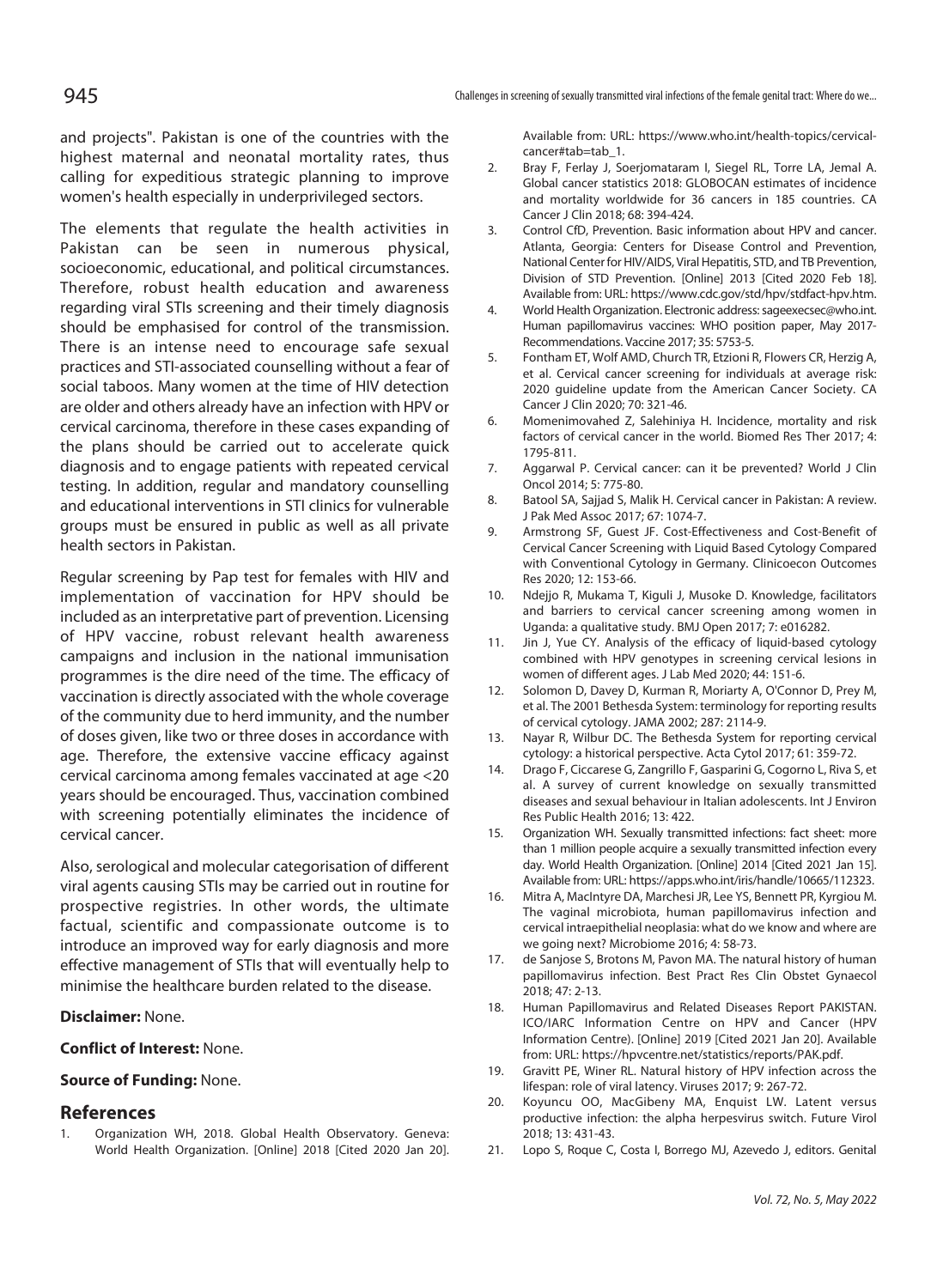and projects". Pakistan is one of the countries with the highest maternal and neonatal mortality rates, thus calling for expeditious strategic planning to improve women's health especially in underprivileged sectors.

The elements that regulate the health activities in Pakistan can be seen in numerous physical, socioeconomic, educational, and political circumstances. Therefore, robust health education and awareness regarding viral STIs screening and their timely diagnosis should be emphasised for control of the transmission. There is an intense need to encourage safe sexual practices and STI-associated counselling without a fear of social taboos. Many women at the time of HIV detection are older and others already have an infection with HPV or cervical carcinoma, therefore in these cases expanding of the plans should be carried out to accelerate quick diagnosis and to engage patients with repeated cervical testing. In addition, regular and mandatory counselling and educational interventions in STI clinics for vulnerable groups must be ensured in public as well as all private health sectors in Pakistan.

Regular screening by Pap test for females with HIV and implementation of vaccination for HPV should be included as an interpretative part of prevention. Licensing of HPV vaccine, robust relevant health awareness campaigns and inclusion in the national immunisation programmes is the dire need of the time. The efficacy of vaccination is directly associated with the whole coverage of the community due to herd immunity, and the number of doses given, like two or three doses in accordance with age. Therefore, the extensive vaccine efficacy against cervical carcinoma among females vaccinated at age <20 years should be encouraged. Thus, vaccination combined with screening potentially eliminates the incidence of cervical cancer.

Also, serological and molecular categorisation of different viral agents causing STIs may be carried out in routine for prospective registries. In other words, the ultimate factual, scientific and compassionate outcome is to introduce an improved way for early diagnosis and more effective management of STIs that will eventually help to minimise the healthcare burden related to the disease.

**Disclaimer:** None.

**Conflict of Interest:** None.

**Source of Funding:** None.

## References

1. Organization WH, 2018. Global Health Observatory. Geneva: World Health Organization. [Online] 2018 [Cited 2020 Jan 20]. Available from: URL: https://www.who.int/health-topics/cervical-cancer#tab=tab_1.
2. Bray F, Ferlay J, Soerjomataram I, Siegel RL, Torre LA, Jemal A. Global cancer statistics 2018: GLOBOCAN estimates of incidence and mortality worldwide for 36 cancers in 185 countries. CA Cancer J Clin 2018; 68: 394-424.
3. Control CfD, Prevention. Basic information about HPV and cancer. Atlanta, Georgia: Centers for Disease Control and Prevention, National Center for HIV/AIDS, Viral Hepatitis, STD, and TB Prevention, Division of STD Prevention. [Online] 2013 [Cited 2020 Feb 18]. Available from: URL: https://www.cdc.gov/std/hpv/stdfact-hpv.htm.
4. World Health Organization. Electronic address: sageexecsec@who.int. Human papillomavirus vaccines: WHO position paper, May 2017-Recommendations. Vaccine 2017; 35: 5753-5.
5. Fontham ET, Wolf AMD, Church TR, Etzioni R, Flowers CR, Herzig A, et al. Cervical cancer screening for individuals at average risk: 2020 guideline update from the American Cancer Society. CA Cancer J Clin 2020; 70: 321-46.
6. Momenimovahed Z, Salehiniya H. Incidence, mortality and risk factors of cervical cancer in the world. Biomed Res Ther 2017; 4: 1795-811.
7. Aggarwal P. Cervical cancer: can it be prevented? World J Clin Oncol 2014; 5: 775-80.
8. Batool SA, Sajjad S, Malik H. Cervical cancer in Pakistan: A review. J Pak Med Assoc 2017; 67: 1074-7.
9. Armstrong SF, Guest JF. Cost-Effectiveness and Cost-Benefit of Cervical Cancer Screening with Liquid Based Cytology Compared with Conventional Cytology in Germany. Clinicoecon Outcomes Res 2020; 12: 153-66.
10. Ndejjo R, Mukama T, Kiguli J, Musoke D. Knowledge, facilitators and barriers to cervical cancer screening among women in Uganda: a qualitative study. BMJ Open 2017; 7: e016282.
11. Jin J, Yue CY. Analysis of the efficacy of liquid-based cytology combined with HPV genotypes in screening cervical lesions in women of different ages. J Lab Med 2020; 44: 151-6.
12. Solomon D, Davey D, Kurman R, Moriarty A, O'Connor D, Prey M, et al. The 2001 Bethesda System: terminology for reporting results of cervical cytology. JAMA 2002; 287: 2114-9.
13. Nayar R, Wilbur DC. The Bethesda System for reporting cervical cytology: a historical perspective. Acta Cytol 2017; 61: 359-72.
14. Drago F, Ciccarese G, Zangrillo F, Gasparini G, Cogorno L, Riva S, et al. A survey of current knowledge on sexually transmitted diseases and sexual behaviour in Italian adolescents. Int J Environ Res Public Health 2016; 13: 422.
15. Organization WH. Sexually transmitted infections: fact sheet: more than 1 million people acquire a sexually transmitted infection every day. World Health Organization. [Online] 2014 [Cited 2021 Jan 15]. Available from: URL: https://apps.who.int/iris/handle/10665/112323.
16. Mitra A, MacIntyre DA, Marchesi JR, Lee YS, Bennett PR, Kyrgiou M. The vaginal microbiota, human papillomavirus infection and cervical intraepithelial neoplasia: what do we know and where are we going next? Microbiome 2016; 4: 58-73.
17. de Sanjose S, Brotons M, Pavon MA. The natural history of human papillomavirus infection. Best Pract Res Clin Obstet Gynaecol 2018; 47: 2-13.
18. Human Papillomavirus and Related Diseases Report PAKISTAN. ICO/IARC Information Centre on HPV and Cancer (HPV Information Centre). [Online] 2019 [Cited 2021 Jan 20]. Available from: URL: https://hpvcentre.net/statistics/reports/PAK.pdf.
19. Gravitt PE, Winer RL. Natural history of HPV infection across the lifespan: role of viral latency. Viruses 2017; 9: 267-72.
20. Koyuncu OO, MacGibeny MA, Enquist LW. Latent versus productive infection: the alpha herpesvirus switch. Future Virol 2018; 13: 431-43.
21. Lopo S, Roque C, Costa I, Borrego MJ, Azevedo J, editors. Genital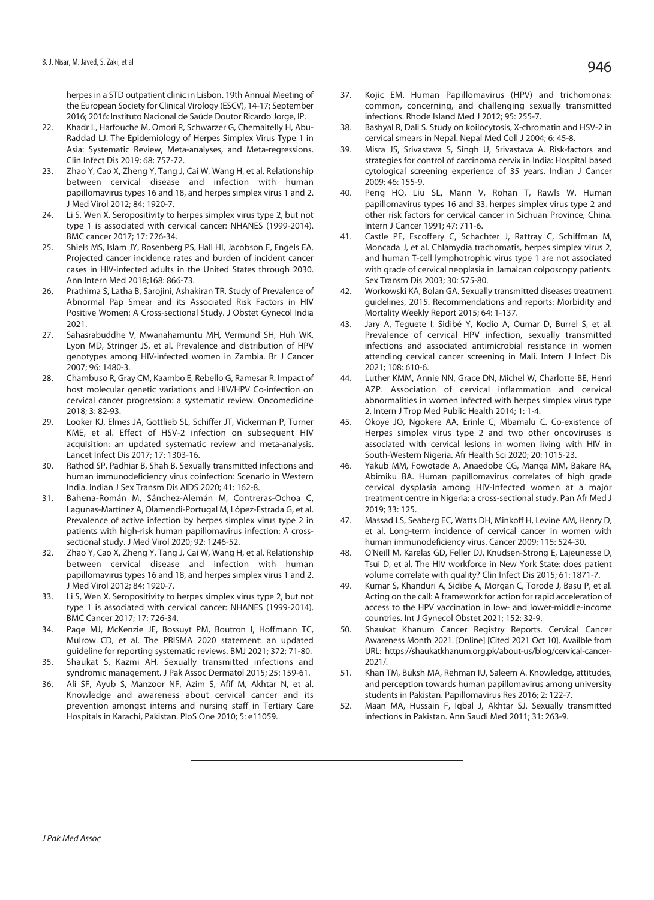herpes in a STD outpatient clinic in Lisbon. 19th Annual Meeting of the European Society for Clinical Virology (ESCV), 14-17; September 2016; 2016: Instituto Nacional de Saúde Doutor Ricardo Jorge, IP.

22. Khadr L, Harfouche M, Omori R, Schwarzer G, Chemaitelly H, Abu-Raddad LJ. The Epidemiology of Herpes Simplex Virus Type 1 in Asia: Systematic Review, Meta-analyses, and Meta-regressions. Clin Infect Dis 2019; 68: 757-72.
23. Zhao Y, Cao X, Zheng Y, Tang J, Cai W, Wang H, et al. Relationship between cervical disease and infection with human papillomavirus types 16 and 18, and herpes simplex virus 1 and 2. J Med Virol 2012; 84: 1920-7.
24. Li S, Wen X. Seropositivity to herpes simplex virus type 2, but not type 1 is associated with cervical cancer: NHANES (1999-2014). BMC cancer 2017; 17: 726-34.
25. Shiels MS, Islam JY, Rosenberg PS, Hall HI, Jacobson E, Engels EA. Projected cancer incidence rates and burden of incident cancer cases in HIV-infected adults in the United States through 2030. Ann Intern Med 2018;168: 866-73.
26. Prathima S, Latha B, Sarojini, Ashakiran TR. Study of Prevalence of Abnormal Pap Smear and its Associated Risk Factors in HIV Positive Women: A Cross-sectional Study. J Obstet Gynecol India 2021.
27. Sahasrabuddhe V, Mwanahamuntu MH, Vermund SH, Huh WK, Lyon MD, Stringer JS, et al. Prevalence and distribution of HPV genotypes among HIV-infected women in Zambia. Br J Cancer 2007; 96: 1480-3.
28. Chambuso R, Gray CM, Kaambo E, Rebello G, Ramesar R. Impact of host molecular genetic variations and HIV/HPV Co-infection on cervical cancer progression: a systematic review. Oncomedicine 2018; 3: 82-93.
29. Looker KJ, Elmes JA, Gottlieb SL, Schiffer JT, Vickerman P, Turner KME, et al. Effect of HSV-2 infection on subsequent HIV acquisition: an updated systematic review and meta-analysis. Lancet Infect Dis 2017; 17: 1303-16.
30. Rathod SP, Padhiar B, Shah B. Sexually transmitted infections and human immunodeficiency virus coinfection: Scenario in Western India. Indian J Sex Transm Dis AIDS 2020; 41: 162-8.
31. Bahena-Román M, Sánchez-Alemán M, Contreras-Ochoa C, Lagunas-Martínez A, Olamendi-Portugal M, López-Estrada G, et al. Prevalence of active infection by herpes simplex virus type 2 in patients with high-risk human papillomavirus infection: A cross-sectional study. J Med Virol 2020; 92: 1246-52.
32. Zhao Y, Cao X, Zheng Y, Tang J, Cai W, Wang H, et al. Relationship between cervical disease and infection with human papillomavirus types 16 and 18, and herpes simplex virus 1 and 2. J Med Virol 2012; 84: 1920-7.
33. Li S, Wen X. Seropositivity to herpes simplex virus type 2, but not type 1 is associated with cervical cancer: NHANES (1999-2014). BMC Cancer 2017; 17: 726-34.
34. Page MJ, McKenzie JE, Bossuyt PM, Boutron I, Hoffmann TC, Mulrow CD, et al. The PRISMA 2020 statement: an updated guideline for reporting systematic reviews. BMJ 2021; 372: 71-80.
35. Shaukat S, Kazmi AH. Sexually transmitted infections and syndromic management. J Pak Assoc Dermatol 2015; 25: 159-61.
36. Ali SF, Ayub S, Manzoor NF, Azim S, Afif M, Akhtar N, et al. Knowledge and awareness about cervical cancer and its prevention amongst interns and nursing staff in Tertiary Care Hospitals in Karachi, Pakistan. PloS One 2010; 5: e11059.
37. Kojic EM. Human Papillomavirus (HPV) and trichomonas: common, concerning, and challenging sexually transmitted infections. Rhode Island Med J 2012; 95: 255-7.
38. Bashyal R, Dali S. Study on koilocytosis, X-chromatin and HSV-2 in cervical smears in Nepal. Nepal Med Coll J 2004; 6: 45-8.
39. Misra JS, Srivastava S, Singh U, Srivastava A. Risk-factors and strategies for control of carcinoma cervix in India: Hospital based cytological screening experience of 35 years. Indian J Cancer 2009; 46: 155-9.
40. Peng HQ, Liu SL, Mann V, Rohan T, Rawls W. Human papillomavirus types 16 and 33, herpes simplex virus type 2 and other risk factors for cervical cancer in Sichuan Province, China. Intern J Cancer 1991; 47: 711-6.
41. Castle PE, Escoffery C, Schachter J, Rattray C, Schiffman M, Moncada J, et al. Chlamydia trachomatis, herpes simplex virus 2, and human T-cell lymphotrophic virus type 1 are not associated with grade of cervical neoplasia in Jamaican colposcopy patients. Sex Transm Dis 2003; 30: 575-80.
42. Workowski KA, Bolan GA. Sexually transmitted diseases treatment guidelines, 2015. Recommendations and reports: Morbidity and Mortality Weekly Report 2015; 64: 1-137.
43. Jary A, Teguete I, Sidibé Y, Kodio A, Oumar D, Burrel S, et al. Prevalence of cervical HPV infection, sexually transmitted infections and associated antimicrobial resistance in women attending cervical cancer screening in Mali. Intern J Infect Dis 2021; 108: 610-6.
44. Luther KMM, Annie NN, Grace DN, Michel W, Charlotte BE, Henri AZP. Association of cervical inflammation and cervical abnormalities in women infected with herpes simplex virus type 2. Intern J Trop Med Public Health 2014; 1: 1-4.
45. Okoye JO, Ngokere AA, Erinle C, Mbamalu C. Co-existence of Herpes simplex virus type 2 and two other oncoviruses is associated with cervical lesions in women living with HIV in South-Western Nigeria. Afr Health Sci 2020; 20: 1015-23.
46. Yakub MM, Fowotade A, Anaedobe CG, Manga MM, Bakare RA, Abimiku BA. Human papillomavirus correlates of high grade cervical dysplasia among HIV-Infected women at a major treatment centre in Nigeria: a cross-sectional study. Pan Afr Med J 2019; 33: 125.
47. Massad LS, Seaberg EC, Watts DH, Minkoff H, Levine AM, Henry D, et al. Long-term incidence of cervical cancer in women with human immunodeficiency virus. Cancer 2009; 115: 524-30.
48. O'Neill M, Karelas GD, Feller DJ, Knudsen-Strong E, Lajeunesse D, Tsui D, et al. The HIV workforce in New York State: does patient volume correlate with quality? Clin Infect Dis 2015; 61: 1871-7.
49. Kumar S, Khanduri A, Sidibe A, Morgan C, Torode J, Basu P, et al. Acting on the call: A framework for action for rapid acceleration of access to the HPV vaccination in low- and lower-middle-income countries. Int J Gynecol Obstet 2021; 152: 32-9.
50. Shaukat Khanum Cancer Registry Reports. Cervical Cancer Awareness Month 2021. [Online] [Cited 2021 Oct 10]. Availble from URL: https://shaukatkhanum.org.pk/about-us/blog/cervical-cancer-2021/.
51. Khan TM, Buksh MA, Rehman IU, Saleem A. Knowledge, attitudes, and perception towards human papillomavirus among university students in Pakistan. Papillomavirus Res 2016; 2: 122-7.
52. Maan MA, Hussain F, Iqbal J, Akhtar SJ. Sexually transmitted infections in Pakistan. Ann Saudi Med 2011; 31: 263-9.